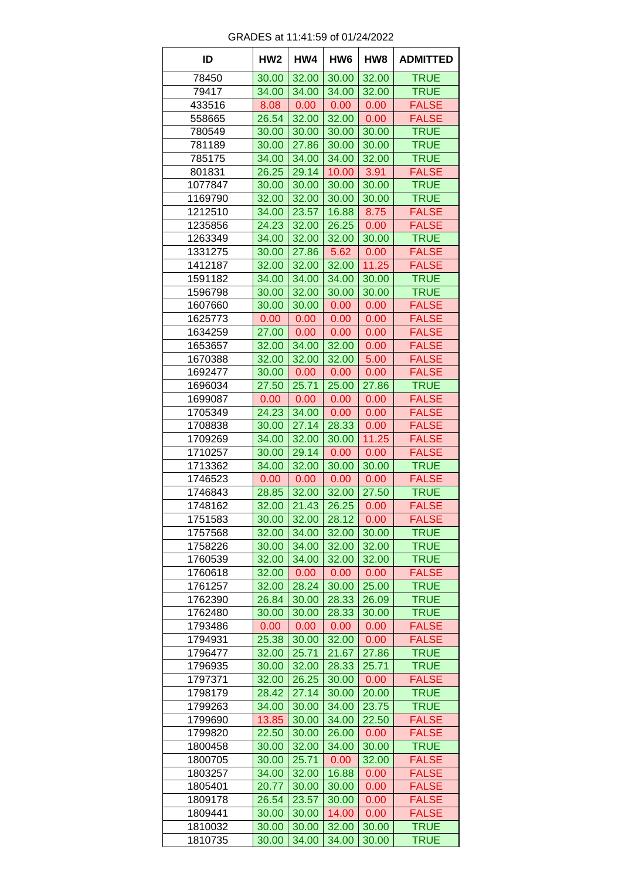GRADES at 11:41:59 of 01/24/2022

| ID | HW2 | HW4 | HW6 | HW8 | ADMITTED |
|---|---|---|---|---|---|
| 78450 | 30.00 | 32.00 | 30.00 | 32.00 | TRUE |
| 79417 | 34.00 | 34.00 | 34.00 | 32.00 | TRUE |
| 433516 | 8.08 | 0.00 | 0.00 | 0.00 | FALSE |
| 558665 | 26.54 | 32.00 | 32.00 | 0.00 | FALSE |
| 780549 | 30.00 | 30.00 | 30.00 | 30.00 | TRUE |
| 781189 | 30.00 | 27.86 | 30.00 | 30.00 | TRUE |
| 785175 | 34.00 | 34.00 | 34.00 | 32.00 | TRUE |
| 801831 | 26.25 | 29.14 | 10.00 | 3.91 | FALSE |
| 1077847 | 30.00 | 30.00 | 30.00 | 30.00 | TRUE |
| 1169790 | 32.00 | 32.00 | 30.00 | 30.00 | TRUE |
| 1212510 | 34.00 | 23.57 | 16.88 | 8.75 | FALSE |
| 1235856 | 24.23 | 32.00 | 26.25 | 0.00 | FALSE |
| 1263349 | 34.00 | 32.00 | 32.00 | 30.00 | TRUE |
| 1331275 | 30.00 | 27.86 | 5.62 | 0.00 | FALSE |
| 1412187 | 32.00 | 32.00 | 32.00 | 11.25 | FALSE |
| 1591182 | 34.00 | 34.00 | 34.00 | 30.00 | TRUE |
| 1596798 | 30.00 | 32.00 | 30.00 | 30.00 | TRUE |
| 1607660 | 30.00 | 30.00 | 0.00 | 0.00 | FALSE |
| 1625773 | 0.00 | 0.00 | 0.00 | 0.00 | FALSE |
| 1634259 | 27.00 | 0.00 | 0.00 | 0.00 | FALSE |
| 1653657 | 32.00 | 34.00 | 32.00 | 0.00 | FALSE |
| 1670388 | 32.00 | 32.00 | 32.00 | 5.00 | FALSE |
| 1692477 | 30.00 | 0.00 | 0.00 | 0.00 | FALSE |
| 1696034 | 27.50 | 25.71 | 25.00 | 27.86 | TRUE |
| 1699087 | 0.00 | 0.00 | 0.00 | 0.00 | FALSE |
| 1705349 | 24.23 | 34.00 | 0.00 | 0.00 | FALSE |
| 1708838 | 30.00 | 27.14 | 28.33 | 0.00 | FALSE |
| 1709269 | 34.00 | 32.00 | 30.00 | 11.25 | FALSE |
| 1710257 | 30.00 | 29.14 | 0.00 | 0.00 | FALSE |
| 1713362 | 34.00 | 32.00 | 30.00 | 30.00 | TRUE |
| 1746523 | 0.00 | 0.00 | 0.00 | 0.00 | FALSE |
| 1746843 | 28.85 | 32.00 | 32.00 | 27.50 | TRUE |
| 1748162 | 32.00 | 21.43 | 26.25 | 0.00 | FALSE |
| 1751583 | 30.00 | 32.00 | 28.12 | 0.00 | FALSE |
| 1757568 | 32.00 | 34.00 | 32.00 | 30.00 | TRUE |
| 1758226 | 30.00 | 34.00 | 32.00 | 32.00 | TRUE |
| 1760539 | 32.00 | 34.00 | 32.00 | 32.00 | TRUE |
| 1760618 | 32.00 | 0.00 | 0.00 | 0.00 | FALSE |
| 1761257 | 32.00 | 28.24 | 30.00 | 25.00 | TRUE |
| 1762390 | 26.84 | 30.00 | 28.33 | 26.09 | TRUE |
| 1762480 | 30.00 | 30.00 | 28.33 | 30.00 | TRUE |
| 1793486 | 0.00 | 0.00 | 0.00 | 0.00 | FALSE |
| 1794931 | 25.38 | 30.00 | 32.00 | 0.00 | FALSE |
| 1796477 | 32.00 | 25.71 | 21.67 | 27.86 | TRUE |
| 1796935 | 30.00 | 32.00 | 28.33 | 25.71 | TRUE |
| 1797371 | 32.00 | 26.25 | 30.00 | 0.00 | FALSE |
| 1798179 | 28.42 | 27.14 | 30.00 | 20.00 | TRUE |
| 1799263 | 34.00 | 30.00 | 34.00 | 23.75 | TRUE |
| 1799690 | 13.85 | 30.00 | 34.00 | 22.50 | FALSE |
| 1799820 | 22.50 | 30.00 | 26.00 | 0.00 | FALSE |
| 1800458 | 30.00 | 32.00 | 34.00 | 30.00 | TRUE |
| 1800705 | 30.00 | 25.71 | 0.00 | 32.00 | FALSE |
| 1803257 | 34.00 | 32.00 | 16.88 | 0.00 | FALSE |
| 1805401 | 20.77 | 30.00 | 30.00 | 0.00 | FALSE |
| 1809178 | 26.54 | 23.57 | 30.00 | 0.00 | FALSE |
| 1809441 | 30.00 | 30.00 | 14.00 | 0.00 | FALSE |
| 1810032 | 30.00 | 30.00 | 32.00 | 30.00 | TRUE |
| 1810735 | 30.00 | 34.00 | 34.00 | 30.00 | TRUE |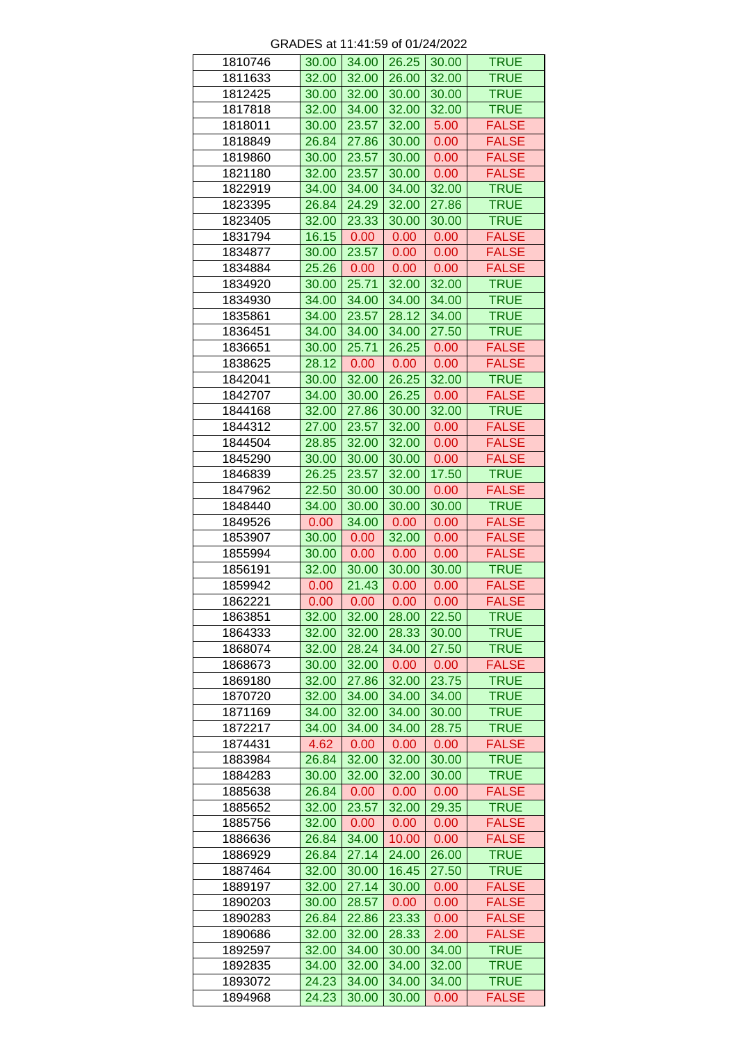GRADES at 11:41:59 of 01/24/2022

| | | | | | |
|---|---|---|---|---|---|
| 1810746 | 30.00 | 34.00 | 26.25 | 30.00 | TRUE |
| 1811633 | 32.00 | 32.00 | 26.00 | 32.00 | TRUE |
| 1812425 | 30.00 | 32.00 | 30.00 | 30.00 | TRUE |
| 1817818 | 32.00 | 34.00 | 32.00 | 32.00 | TRUE |
| 1818011 | 30.00 | 23.57 | 32.00 | 5.00 | FALSE |
| 1818849 | 26.84 | 27.86 | 30.00 | 0.00 | FALSE |
| 1819860 | 30.00 | 23.57 | 30.00 | 0.00 | FALSE |
| 1821180 | 32.00 | 23.57 | 30.00 | 0.00 | FALSE |
| 1822919 | 34.00 | 34.00 | 34.00 | 32.00 | TRUE |
| 1823395 | 26.84 | 24.29 | 32.00 | 27.86 | TRUE |
| 1823405 | 32.00 | 23.33 | 30.00 | 30.00 | TRUE |
| 1831794 | 16.15 | 0.00 | 0.00 | 0.00 | FALSE |
| 1834877 | 30.00 | 23.57 | 0.00 | 0.00 | FALSE |
| 1834884 | 25.26 | 0.00 | 0.00 | 0.00 | FALSE |
| 1834920 | 30.00 | 25.71 | 32.00 | 32.00 | TRUE |
| 1834930 | 34.00 | 34.00 | 34.00 | 34.00 | TRUE |
| 1835861 | 34.00 | 23.57 | 28.12 | 34.00 | TRUE |
| 1836451 | 34.00 | 34.00 | 34.00 | 27.50 | TRUE |
| 1836651 | 30.00 | 25.71 | 26.25 | 0.00 | FALSE |
| 1838625 | 28.12 | 0.00 | 0.00 | 0.00 | FALSE |
| 1842041 | 30.00 | 32.00 | 26.25 | 32.00 | TRUE |
| 1842707 | 34.00 | 30.00 | 26.25 | 0.00 | FALSE |
| 1844168 | 32.00 | 27.86 | 30.00 | 32.00 | TRUE |
| 1844312 | 27.00 | 23.57 | 32.00 | 0.00 | FALSE |
| 1844504 | 28.85 | 32.00 | 32.00 | 0.00 | FALSE |
| 1845290 | 30.00 | 30.00 | 30.00 | 0.00 | FALSE |
| 1846839 | 26.25 | 23.57 | 32.00 | 17.50 | TRUE |
| 1847962 | 22.50 | 30.00 | 30.00 | 0.00 | FALSE |
| 1848440 | 34.00 | 30.00 | 30.00 | 30.00 | TRUE |
| 1849526 | 0.00 | 34.00 | 0.00 | 0.00 | FALSE |
| 1853907 | 30.00 | 0.00 | 32.00 | 0.00 | FALSE |
| 1855994 | 30.00 | 0.00 | 0.00 | 0.00 | FALSE |
| 1856191 | 32.00 | 30.00 | 30.00 | 30.00 | TRUE |
| 1859942 | 0.00 | 21.43 | 0.00 | 0.00 | FALSE |
| 1862221 | 0.00 | 0.00 | 0.00 | 0.00 | FALSE |
| 1863851 | 32.00 | 32.00 | 28.00 | 22.50 | TRUE |
| 1864333 | 32.00 | 32.00 | 28.33 | 30.00 | TRUE |
| 1868074 | 32.00 | 28.24 | 34.00 | 27.50 | TRUE |
| 1868673 | 30.00 | 32.00 | 0.00 | 0.00 | FALSE |
| 1869180 | 32.00 | 27.86 | 32.00 | 23.75 | TRUE |
| 1870720 | 32.00 | 34.00 | 34.00 | 34.00 | TRUE |
| 1871169 | 34.00 | 32.00 | 34.00 | 30.00 | TRUE |
| 1872217 | 34.00 | 34.00 | 34.00 | 28.75 | TRUE |
| 1874431 | 4.62 | 0.00 | 0.00 | 0.00 | FALSE |
| 1883984 | 26.84 | 32.00 | 32.00 | 30.00 | TRUE |
| 1884283 | 30.00 | 32.00 | 32.00 | 30.00 | TRUE |
| 1885638 | 26.84 | 0.00 | 0.00 | 0.00 | FALSE |
| 1885652 | 32.00 | 23.57 | 32.00 | 29.35 | TRUE |
| 1885756 | 32.00 | 0.00 | 0.00 | 0.00 | FALSE |
| 1886636 | 26.84 | 34.00 | 10.00 | 0.00 | FALSE |
| 1886929 | 26.84 | 27.14 | 24.00 | 26.00 | TRUE |
| 1887464 | 32.00 | 30.00 | 16.45 | 27.50 | TRUE |
| 1889197 | 32.00 | 27.14 | 30.00 | 0.00 | FALSE |
| 1890203 | 30.00 | 28.57 | 0.00 | 0.00 | FALSE |
| 1890283 | 26.84 | 22.86 | 23.33 | 0.00 | FALSE |
| 1890686 | 32.00 | 32.00 | 28.33 | 2.00 | FALSE |
| 1892597 | 32.00 | 34.00 | 30.00 | 34.00 | TRUE |
| 1892835 | 34.00 | 32.00 | 34.00 | 32.00 | TRUE |
| 1893072 | 24.23 | 34.00 | 34.00 | 34.00 | TRUE |
| 1894968 | 24.23 | 30.00 | 30.00 | 0.00 | FALSE |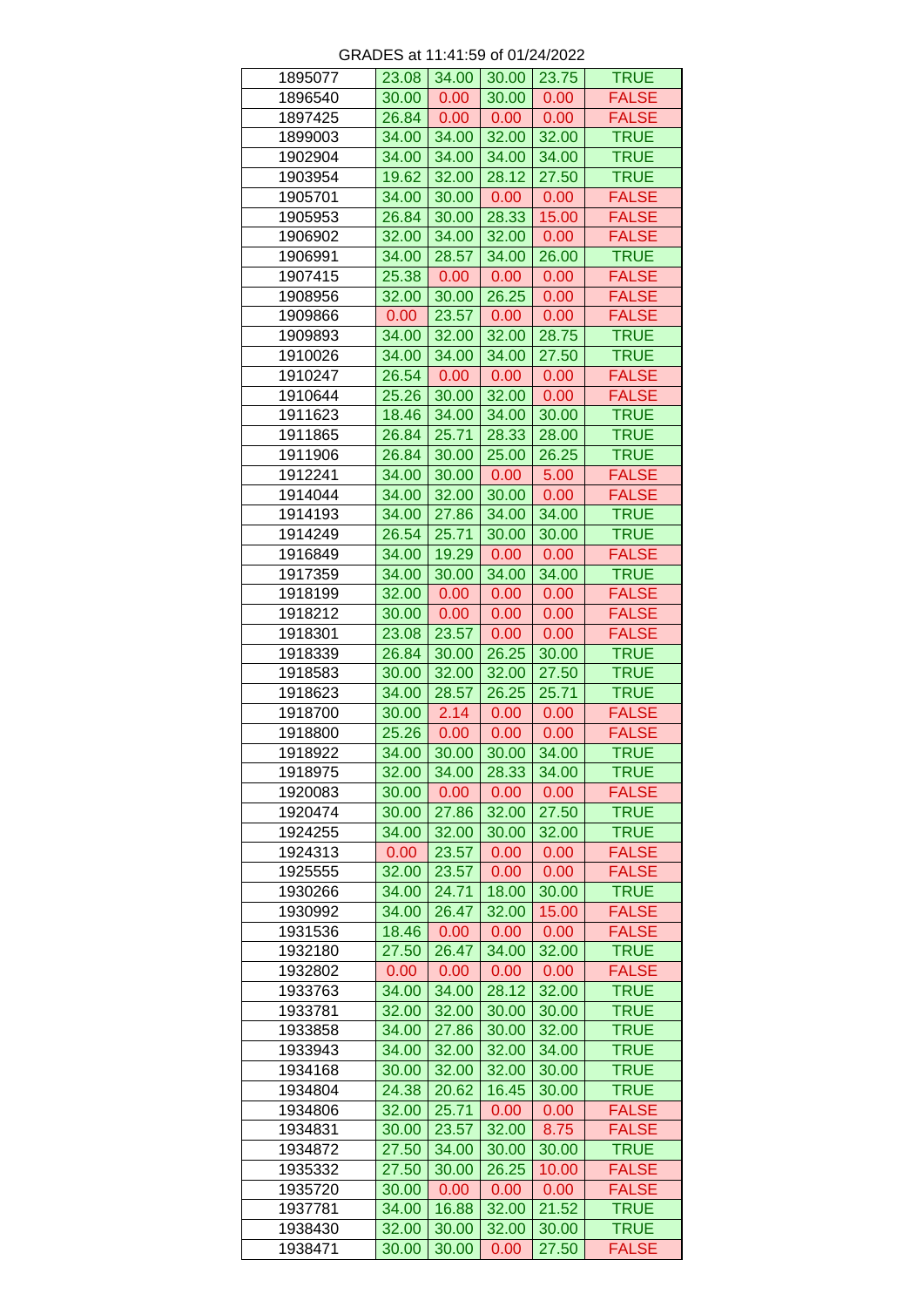GRADES at 11:41:59 of 01/24/2022

| | | | | | |
|---|---|---|---|---|---|
| 1895077 | 23.08 | 34.00 | 30.00 | 23.75 | TRUE |
| 1896540 | 30.00 | 0.00 | 30.00 | 0.00 | FALSE |
| 1897425 | 26.84 | 0.00 | 0.00 | 0.00 | FALSE |
| 1899003 | 34.00 | 34.00 | 32.00 | 32.00 | TRUE |
| 1902904 | 34.00 | 34.00 | 34.00 | 34.00 | TRUE |
| 1903954 | 19.62 | 32.00 | 28.12 | 27.50 | TRUE |
| 1905701 | 34.00 | 30.00 | 0.00 | 0.00 | FALSE |
| 1905953 | 26.84 | 30.00 | 28.33 | 15.00 | FALSE |
| 1906902 | 32.00 | 34.00 | 32.00 | 0.00 | FALSE |
| 1906991 | 34.00 | 28.57 | 34.00 | 26.00 | TRUE |
| 1907415 | 25.38 | 0.00 | 0.00 | 0.00 | FALSE |
| 1908956 | 32.00 | 30.00 | 26.25 | 0.00 | FALSE |
| 1909866 | 0.00 | 23.57 | 0.00 | 0.00 | FALSE |
| 1909893 | 34.00 | 32.00 | 32.00 | 28.75 | TRUE |
| 1910026 | 34.00 | 34.00 | 34.00 | 27.50 | TRUE |
| 1910247 | 26.54 | 0.00 | 0.00 | 0.00 | FALSE |
| 1910644 | 25.26 | 30.00 | 32.00 | 0.00 | FALSE |
| 1911623 | 18.46 | 34.00 | 34.00 | 30.00 | TRUE |
| 1911865 | 26.84 | 25.71 | 28.33 | 28.00 | TRUE |
| 1911906 | 26.84 | 30.00 | 25.00 | 26.25 | TRUE |
| 1912241 | 34.00 | 30.00 | 0.00 | 5.00 | FALSE |
| 1914044 | 34.00 | 32.00 | 30.00 | 0.00 | FALSE |
| 1914193 | 34.00 | 27.86 | 34.00 | 34.00 | TRUE |
| 1914249 | 26.54 | 25.71 | 30.00 | 30.00 | TRUE |
| 1916849 | 34.00 | 19.29 | 0.00 | 0.00 | FALSE |
| 1917359 | 34.00 | 30.00 | 34.00 | 34.00 | TRUE |
| 1918199 | 32.00 | 0.00 | 0.00 | 0.00 | FALSE |
| 1918212 | 30.00 | 0.00 | 0.00 | 0.00 | FALSE |
| 1918301 | 23.08 | 23.57 | 0.00 | 0.00 | FALSE |
| 1918339 | 26.84 | 30.00 | 26.25 | 30.00 | TRUE |
| 1918583 | 30.00 | 32.00 | 32.00 | 27.50 | TRUE |
| 1918623 | 34.00 | 28.57 | 26.25 | 25.71 | TRUE |
| 1918700 | 30.00 | 2.14 | 0.00 | 0.00 | FALSE |
| 1918800 | 25.26 | 0.00 | 0.00 | 0.00 | FALSE |
| 1918922 | 34.00 | 30.00 | 30.00 | 34.00 | TRUE |
| 1918975 | 32.00 | 34.00 | 28.33 | 34.00 | TRUE |
| 1920083 | 30.00 | 0.00 | 0.00 | 0.00 | FALSE |
| 1920474 | 30.00 | 27.86 | 32.00 | 27.50 | TRUE |
| 1924255 | 34.00 | 32.00 | 30.00 | 32.00 | TRUE |
| 1924313 | 0.00 | 23.57 | 0.00 | 0.00 | FALSE |
| 1925555 | 32.00 | 23.57 | 0.00 | 0.00 | FALSE |
| 1930266 | 34.00 | 24.71 | 18.00 | 30.00 | TRUE |
| 1930992 | 34.00 | 26.47 | 32.00 | 15.00 | FALSE |
| 1931536 | 18.46 | 0.00 | 0.00 | 0.00 | FALSE |
| 1932180 | 27.50 | 26.47 | 34.00 | 32.00 | TRUE |
| 1932802 | 0.00 | 0.00 | 0.00 | 0.00 | FALSE |
| 1933763 | 34.00 | 34.00 | 28.12 | 32.00 | TRUE |
| 1933781 | 32.00 | 32.00 | 30.00 | 30.00 | TRUE |
| 1933858 | 34.00 | 27.86 | 30.00 | 32.00 | TRUE |
| 1933943 | 34.00 | 32.00 | 32.00 | 34.00 | TRUE |
| 1934168 | 30.00 | 32.00 | 32.00 | 30.00 | TRUE |
| 1934804 | 24.38 | 20.62 | 16.45 | 30.00 | TRUE |
| 1934806 | 32.00 | 25.71 | 0.00 | 0.00 | FALSE |
| 1934831 | 30.00 | 23.57 | 32.00 | 8.75 | FALSE |
| 1934872 | 27.50 | 34.00 | 30.00 | 30.00 | TRUE |
| 1935332 | 27.50 | 30.00 | 26.25 | 10.00 | FALSE |
| 1935720 | 30.00 | 0.00 | 0.00 | 0.00 | FALSE |
| 1937781 | 34.00 | 16.88 | 32.00 | 21.52 | TRUE |
| 1938430 | 32.00 | 30.00 | 32.00 | 30.00 | TRUE |
| 1938471 | 30.00 | 30.00 | 0.00 | 27.50 | FALSE |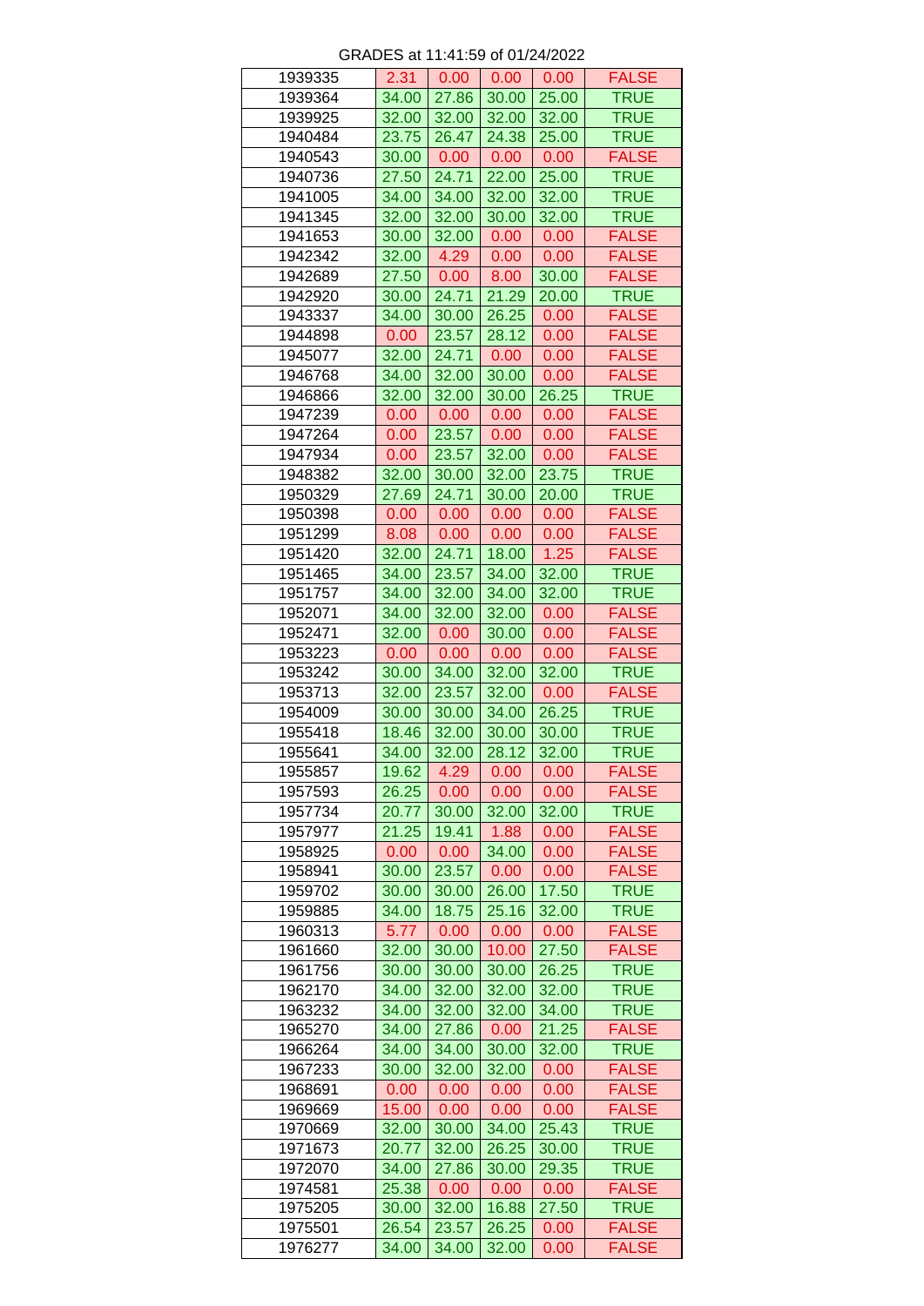GRADES at 11:41:59 of 01/24/2022

| | | | | | |
|---|---|---|---|---|---|
| 1939335 | 2.31 | 0.00 | 0.00 | 0.00 | FALSE |
| 1939364 | 34.00 | 27.86 | 30.00 | 25.00 | TRUE |
| 1939925 | 32.00 | 32.00 | 32.00 | 32.00 | TRUE |
| 1940484 | 23.75 | 26.47 | 24.38 | 25.00 | TRUE |
| 1940543 | 30.00 | 0.00 | 0.00 | 0.00 | FALSE |
| 1940736 | 27.50 | 24.71 | 22.00 | 25.00 | TRUE |
| 1941005 | 34.00 | 34.00 | 32.00 | 32.00 | TRUE |
| 1941345 | 32.00 | 32.00 | 30.00 | 32.00 | TRUE |
| 1941653 | 30.00 | 32.00 | 0.00 | 0.00 | FALSE |
| 1942342 | 32.00 | 4.29 | 0.00 | 0.00 | FALSE |
| 1942689 | 27.50 | 0.00 | 8.00 | 30.00 | FALSE |
| 1942920 | 30.00 | 24.71 | 21.29 | 20.00 | TRUE |
| 1943337 | 34.00 | 30.00 | 26.25 | 0.00 | FALSE |
| 1944898 | 0.00 | 23.57 | 28.12 | 0.00 | FALSE |
| 1945077 | 32.00 | 24.71 | 0.00 | 0.00 | FALSE |
| 1946768 | 34.00 | 32.00 | 30.00 | 0.00 | FALSE |
| 1946866 | 32.00 | 32.00 | 30.00 | 26.25 | TRUE |
| 1947239 | 0.00 | 0.00 | 0.00 | 0.00 | FALSE |
| 1947264 | 0.00 | 23.57 | 0.00 | 0.00 | FALSE |
| 1947934 | 0.00 | 23.57 | 32.00 | 0.00 | FALSE |
| 1948382 | 32.00 | 30.00 | 32.00 | 23.75 | TRUE |
| 1950329 | 27.69 | 24.71 | 30.00 | 20.00 | TRUE |
| 1950398 | 0.00 | 0.00 | 0.00 | 0.00 | FALSE |
| 1951299 | 8.08 | 0.00 | 0.00 | 0.00 | FALSE |
| 1951420 | 32.00 | 24.71 | 18.00 | 1.25 | FALSE |
| 1951465 | 34.00 | 23.57 | 34.00 | 32.00 | TRUE |
| 1951757 | 34.00 | 32.00 | 34.00 | 32.00 | TRUE |
| 1952071 | 34.00 | 32.00 | 32.00 | 0.00 | FALSE |
| 1952471 | 32.00 | 0.00 | 30.00 | 0.00 | FALSE |
| 1953223 | 0.00 | 0.00 | 0.00 | 0.00 | FALSE |
| 1953242 | 30.00 | 34.00 | 32.00 | 32.00 | TRUE |
| 1953713 | 32.00 | 23.57 | 32.00 | 0.00 | FALSE |
| 1954009 | 30.00 | 30.00 | 34.00 | 26.25 | TRUE |
| 1955418 | 18.46 | 32.00 | 30.00 | 30.00 | TRUE |
| 1955641 | 34.00 | 32.00 | 28.12 | 32.00 | TRUE |
| 1955857 | 19.62 | 4.29 | 0.00 | 0.00 | FALSE |
| 1957593 | 26.25 | 0.00 | 0.00 | 0.00 | FALSE |
| 1957734 | 20.77 | 30.00 | 32.00 | 32.00 | TRUE |
| 1957977 | 21.25 | 19.41 | 1.88 | 0.00 | FALSE |
| 1958925 | 0.00 | 0.00 | 34.00 | 0.00 | FALSE |
| 1958941 | 30.00 | 23.57 | 0.00 | 0.00 | FALSE |
| 1959702 | 30.00 | 30.00 | 26.00 | 17.50 | TRUE |
| 1959885 | 34.00 | 18.75 | 25.16 | 32.00 | TRUE |
| 1960313 | 5.77 | 0.00 | 0.00 | 0.00 | FALSE |
| 1961660 | 32.00 | 30.00 | 10.00 | 27.50 | FALSE |
| 1961756 | 30.00 | 30.00 | 30.00 | 26.25 | TRUE |
| 1962170 | 34.00 | 32.00 | 32.00 | 32.00 | TRUE |
| 1963232 | 34.00 | 32.00 | 32.00 | 34.00 | TRUE |
| 1965270 | 34.00 | 27.86 | 0.00 | 21.25 | FALSE |
| 1966264 | 34.00 | 34.00 | 30.00 | 32.00 | TRUE |
| 1967233 | 30.00 | 32.00 | 32.00 | 0.00 | FALSE |
| 1968691 | 0.00 | 0.00 | 0.00 | 0.00 | FALSE |
| 1969669 | 15.00 | 0.00 | 0.00 | 0.00 | FALSE |
| 1970669 | 32.00 | 30.00 | 34.00 | 25.43 | TRUE |
| 1971673 | 20.77 | 32.00 | 26.25 | 30.00 | TRUE |
| 1972070 | 34.00 | 27.86 | 30.00 | 29.35 | TRUE |
| 1974581 | 25.38 | 0.00 | 0.00 | 0.00 | FALSE |
| 1975205 | 30.00 | 32.00 | 16.88 | 27.50 | TRUE |
| 1975501 | 26.54 | 23.57 | 26.25 | 0.00 | FALSE |
| 1976277 | 34.00 | 34.00 | 32.00 | 0.00 | FALSE |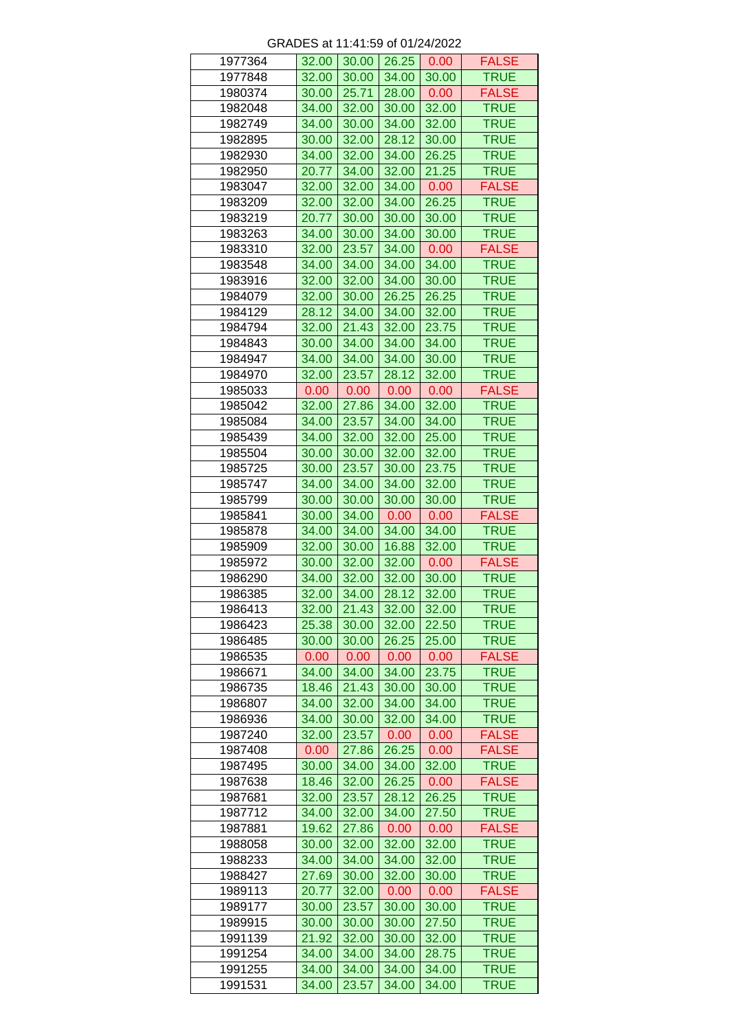GRADES at 11:41:59 of 01/24/2022

| | | | | | |
|---|---|---|---|---|---|
| 1977364 | 32.00 | 30.00 | 26.25 | 0.00 | FALSE |
| 1977848 | 32.00 | 30.00 | 34.00 | 30.00 | TRUE |
| 1980374 | 30.00 | 25.71 | 28.00 | 0.00 | FALSE |
| 1982048 | 34.00 | 32.00 | 30.00 | 32.00 | TRUE |
| 1982749 | 34.00 | 30.00 | 34.00 | 32.00 | TRUE |
| 1982895 | 30.00 | 32.00 | 28.12 | 30.00 | TRUE |
| 1982930 | 34.00 | 32.00 | 34.00 | 26.25 | TRUE |
| 1982950 | 20.77 | 34.00 | 32.00 | 21.25 | TRUE |
| 1983047 | 32.00 | 32.00 | 34.00 | 0.00 | FALSE |
| 1983209 | 32.00 | 32.00 | 34.00 | 26.25 | TRUE |
| 1983219 | 20.77 | 30.00 | 30.00 | 30.00 | TRUE |
| 1983263 | 34.00 | 30.00 | 34.00 | 30.00 | TRUE |
| 1983310 | 32.00 | 23.57 | 34.00 | 0.00 | FALSE |
| 1983548 | 34.00 | 34.00 | 34.00 | 34.00 | TRUE |
| 1983916 | 32.00 | 32.00 | 34.00 | 30.00 | TRUE |
| 1984079 | 32.00 | 30.00 | 26.25 | 26.25 | TRUE |
| 1984129 | 28.12 | 34.00 | 34.00 | 32.00 | TRUE |
| 1984794 | 32.00 | 21.43 | 32.00 | 23.75 | TRUE |
| 1984843 | 30.00 | 34.00 | 34.00 | 34.00 | TRUE |
| 1984947 | 34.00 | 34.00 | 34.00 | 30.00 | TRUE |
| 1984970 | 32.00 | 23.57 | 28.12 | 32.00 | TRUE |
| 1985033 | 0.00 | 0.00 | 0.00 | 0.00 | FALSE |
| 1985042 | 32.00 | 27.86 | 34.00 | 32.00 | TRUE |
| 1985084 | 34.00 | 23.57 | 34.00 | 34.00 | TRUE |
| 1985439 | 34.00 | 32.00 | 32.00 | 25.00 | TRUE |
| 1985504 | 30.00 | 30.00 | 32.00 | 32.00 | TRUE |
| 1985725 | 30.00 | 23.57 | 30.00 | 23.75 | TRUE |
| 1985747 | 34.00 | 34.00 | 34.00 | 32.00 | TRUE |
| 1985799 | 30.00 | 30.00 | 30.00 | 30.00 | TRUE |
| 1985841 | 30.00 | 34.00 | 0.00 | 0.00 | FALSE |
| 1985878 | 34.00 | 34.00 | 34.00 | 34.00 | TRUE |
| 1985909 | 32.00 | 30.00 | 16.88 | 32.00 | TRUE |
| 1985972 | 30.00 | 32.00 | 32.00 | 0.00 | FALSE |
| 1986290 | 34.00 | 32.00 | 32.00 | 30.00 | TRUE |
| 1986385 | 32.00 | 34.00 | 28.12 | 32.00 | TRUE |
| 1986413 | 32.00 | 21.43 | 32.00 | 32.00 | TRUE |
| 1986423 | 25.38 | 30.00 | 32.00 | 22.50 | TRUE |
| 1986485 | 30.00 | 30.00 | 26.25 | 25.00 | TRUE |
| 1986535 | 0.00 | 0.00 | 0.00 | 0.00 | FALSE |
| 1986671 | 34.00 | 34.00 | 34.00 | 23.75 | TRUE |
| 1986735 | 18.46 | 21.43 | 30.00 | 30.00 | TRUE |
| 1986807 | 34.00 | 32.00 | 34.00 | 34.00 | TRUE |
| 1986936 | 34.00 | 30.00 | 32.00 | 34.00 | TRUE |
| 1987240 | 32.00 | 23.57 | 0.00 | 0.00 | FALSE |
| 1987408 | 0.00 | 27.86 | 26.25 | 0.00 | FALSE |
| 1987495 | 30.00 | 34.00 | 34.00 | 32.00 | TRUE |
| 1987638 | 18.46 | 32.00 | 26.25 | 0.00 | FALSE |
| 1987681 | 32.00 | 23.57 | 28.12 | 26.25 | TRUE |
| 1987712 | 34.00 | 32.00 | 34.00 | 27.50 | TRUE |
| 1987881 | 19.62 | 27.86 | 0.00 | 0.00 | FALSE |
| 1988058 | 30.00 | 32.00 | 32.00 | 32.00 | TRUE |
| 1988233 | 34.00 | 34.00 | 34.00 | 32.00 | TRUE |
| 1988427 | 27.69 | 30.00 | 32.00 | 30.00 | TRUE |
| 1989113 | 20.77 | 32.00 | 0.00 | 0.00 | FALSE |
| 1989177 | 30.00 | 23.57 | 30.00 | 30.00 | TRUE |
| 1989915 | 30.00 | 30.00 | 30.00 | 27.50 | TRUE |
| 1991139 | 21.92 | 32.00 | 30.00 | 32.00 | TRUE |
| 1991254 | 34.00 | 34.00 | 34.00 | 28.75 | TRUE |
| 1991255 | 34.00 | 34.00 | 34.00 | 34.00 | TRUE |
| 1991531 | 34.00 | 23.57 | 34.00 | 34.00 | TRUE |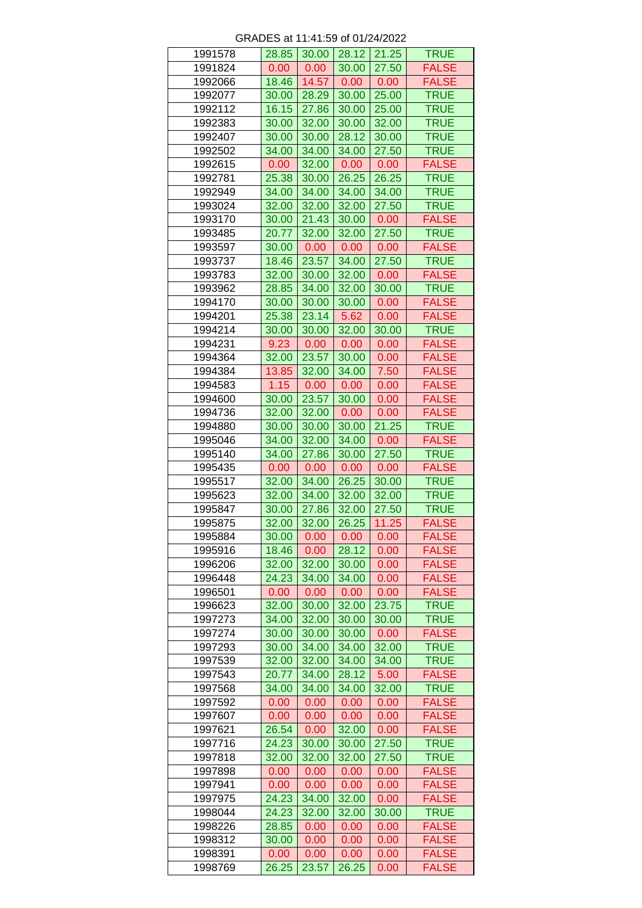GRADES at 11:41:59 of 01/24/2022

| | | | | | |
|---|---|---|---|---|---|
| 1991578 | 28.85 | 30.00 | 28.12 | 21.25 | TRUE |
| 1991824 | 0.00 | 0.00 | 30.00 | 27.50 | FALSE |
| 1992066 | 18.46 | 14.57 | 0.00 | 0.00 | FALSE |
| 1992077 | 30.00 | 28.29 | 30.00 | 25.00 | TRUE |
| 1992112 | 16.15 | 27.86 | 30.00 | 25.00 | TRUE |
| 1992383 | 30.00 | 32.00 | 30.00 | 32.00 | TRUE |
| 1992407 | 30.00 | 30.00 | 28.12 | 30.00 | TRUE |
| 1992502 | 34.00 | 34.00 | 34.00 | 27.50 | TRUE |
| 1992615 | 0.00 | 32.00 | 0.00 | 0.00 | FALSE |
| 1992781 | 25.38 | 30.00 | 26.25 | 26.25 | TRUE |
| 1992949 | 34.00 | 34.00 | 34.00 | 34.00 | TRUE |
| 1993024 | 32.00 | 32.00 | 32.00 | 27.50 | TRUE |
| 1993170 | 30.00 | 21.43 | 30.00 | 0.00 | FALSE |
| 1993485 | 20.77 | 32.00 | 32.00 | 27.50 | TRUE |
| 1993597 | 30.00 | 0.00 | 0.00 | 0.00 | FALSE |
| 1993737 | 18.46 | 23.57 | 34.00 | 27.50 | TRUE |
| 1993783 | 32.00 | 30.00 | 32.00 | 0.00 | FALSE |
| 1993962 | 28.85 | 34.00 | 32.00 | 30.00 | TRUE |
| 1994170 | 30.00 | 30.00 | 30.00 | 0.00 | FALSE |
| 1994201 | 25.38 | 23.14 | 5.62 | 0.00 | FALSE |
| 1994214 | 30.00 | 30.00 | 32.00 | 30.00 | TRUE |
| 1994231 | 9.23 | 0.00 | 0.00 | 0.00 | FALSE |
| 1994364 | 32.00 | 23.57 | 30.00 | 0.00 | FALSE |
| 1994384 | 13.85 | 32.00 | 34.00 | 7.50 | FALSE |
| 1994583 | 1.15 | 0.00 | 0.00 | 0.00 | FALSE |
| 1994600 | 30.00 | 23.57 | 30.00 | 0.00 | FALSE |
| 1994736 | 32.00 | 32.00 | 0.00 | 0.00 | FALSE |
| 1994880 | 30.00 | 30.00 | 30.00 | 21.25 | TRUE |
| 1995046 | 34.00 | 32.00 | 34.00 | 0.00 | FALSE |
| 1995140 | 34.00 | 27.86 | 30.00 | 27.50 | TRUE |
| 1995435 | 0.00 | 0.00 | 0.00 | 0.00 | FALSE |
| 1995517 | 32.00 | 34.00 | 26.25 | 30.00 | TRUE |
| 1995623 | 32.00 | 34.00 | 32.00 | 32.00 | TRUE |
| 1995847 | 30.00 | 27.86 | 32.00 | 27.50 | TRUE |
| 1995875 | 32.00 | 32.00 | 26.25 | 11.25 | FALSE |
| 1995884 | 30.00 | 0.00 | 0.00 | 0.00 | FALSE |
| 1995916 | 18.46 | 0.00 | 28.12 | 0.00 | FALSE |
| 1996206 | 32.00 | 32.00 | 30.00 | 0.00 | FALSE |
| 1996448 | 24.23 | 34.00 | 34.00 | 0.00 | FALSE |
| 1996501 | 0.00 | 0.00 | 0.00 | 0.00 | FALSE |
| 1996623 | 32.00 | 30.00 | 32.00 | 23.75 | TRUE |
| 1997273 | 34.00 | 32.00 | 30.00 | 30.00 | TRUE |
| 1997274 | 30.00 | 30.00 | 30.00 | 0.00 | FALSE |
| 1997293 | 30.00 | 34.00 | 34.00 | 32.00 | TRUE |
| 1997539 | 32.00 | 32.00 | 34.00 | 34.00 | TRUE |
| 1997543 | 20.77 | 34.00 | 28.12 | 5.00 | FALSE |
| 1997568 | 34.00 | 34.00 | 34.00 | 32.00 | TRUE |
| 1997592 | 0.00 | 0.00 | 0.00 | 0.00 | FALSE |
| 1997607 | 0.00 | 0.00 | 0.00 | 0.00 | FALSE |
| 1997621 | 26.54 | 0.00 | 32.00 | 0.00 | FALSE |
| 1997716 | 24.23 | 30.00 | 30.00 | 27.50 | TRUE |
| 1997818 | 32.00 | 32.00 | 32.00 | 27.50 | TRUE |
| 1997898 | 0.00 | 0.00 | 0.00 | 0.00 | FALSE |
| 1997941 | 0.00 | 0.00 | 0.00 | 0.00 | FALSE |
| 1997975 | 24.23 | 34.00 | 32.00 | 0.00 | FALSE |
| 1998044 | 24.23 | 32.00 | 32.00 | 30.00 | TRUE |
| 1998226 | 28.85 | 0.00 | 0.00 | 0.00 | FALSE |
| 1998312 | 30.00 | 0.00 | 0.00 | 0.00 | FALSE |
| 1998391 | 0.00 | 0.00 | 0.00 | 0.00 | FALSE |
| 1998769 | 26.25 | 23.57 | 26.25 | 0.00 | FALSE |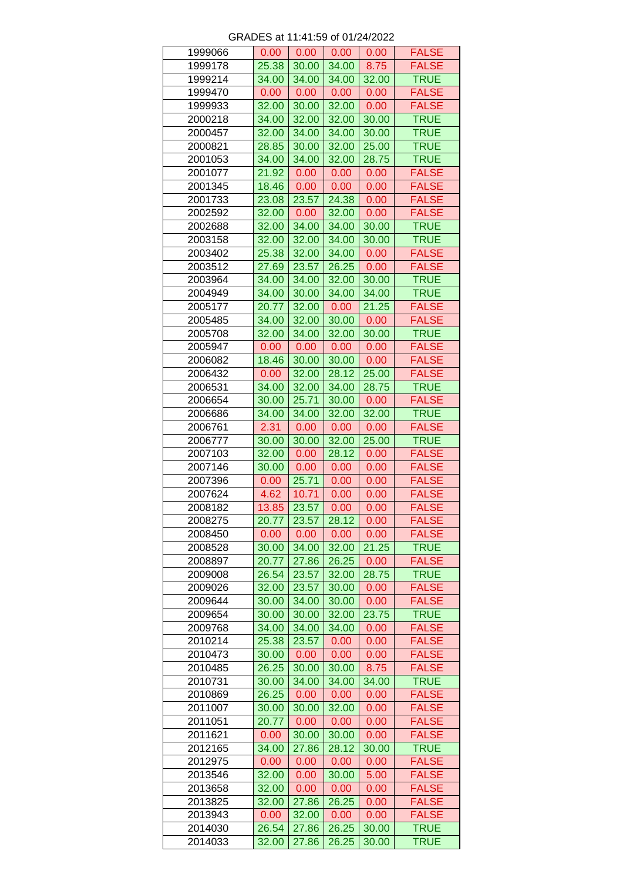GRADES at 11:41:59 of 01/24/2022

| | | | | | |
|---|---|---|---|---|---|
| 1999066 | 0.00 | 0.00 | 0.00 | 0.00 | FALSE |
| 1999178 | 25.38 | 30.00 | 34.00 | 8.75 | FALSE |
| 1999214 | 34.00 | 34.00 | 34.00 | 32.00 | TRUE |
| 1999470 | 0.00 | 0.00 | 0.00 | 0.00 | FALSE |
| 1999933 | 32.00 | 30.00 | 32.00 | 0.00 | FALSE |
| 2000218 | 34.00 | 32.00 | 32.00 | 30.00 | TRUE |
| 2000457 | 32.00 | 34.00 | 34.00 | 30.00 | TRUE |
| 2000821 | 28.85 | 30.00 | 32.00 | 25.00 | TRUE |
| 2001053 | 34.00 | 34.00 | 32.00 | 28.75 | TRUE |
| 2001077 | 21.92 | 0.00 | 0.00 | 0.00 | FALSE |
| 2001345 | 18.46 | 0.00 | 0.00 | 0.00 | FALSE |
| 2001733 | 23.08 | 23.57 | 24.38 | 0.00 | FALSE |
| 2002592 | 32.00 | 0.00 | 32.00 | 0.00 | FALSE |
| 2002688 | 32.00 | 34.00 | 34.00 | 30.00 | TRUE |
| 2003158 | 32.00 | 32.00 | 34.00 | 30.00 | TRUE |
| 2003402 | 25.38 | 32.00 | 34.00 | 0.00 | FALSE |
| 2003512 | 27.69 | 23.57 | 26.25 | 0.00 | FALSE |
| 2003964 | 34.00 | 34.00 | 32.00 | 30.00 | TRUE |
| 2004949 | 34.00 | 30.00 | 34.00 | 34.00 | TRUE |
| 2005177 | 20.77 | 32.00 | 0.00 | 21.25 | FALSE |
| 2005485 | 34.00 | 32.00 | 30.00 | 0.00 | FALSE |
| 2005708 | 32.00 | 34.00 | 32.00 | 30.00 | TRUE |
| 2005947 | 0.00 | 0.00 | 0.00 | 0.00 | FALSE |
| 2006082 | 18.46 | 30.00 | 30.00 | 0.00 | FALSE |
| 2006432 | 0.00 | 32.00 | 28.12 | 25.00 | FALSE |
| 2006531 | 34.00 | 32.00 | 34.00 | 28.75 | TRUE |
| 2006654 | 30.00 | 25.71 | 30.00 | 0.00 | FALSE |
| 2006686 | 34.00 | 34.00 | 32.00 | 32.00 | TRUE |
| 2006761 | 2.31 | 0.00 | 0.00 | 0.00 | FALSE |
| 2006777 | 30.00 | 30.00 | 32.00 | 25.00 | TRUE |
| 2007103 | 32.00 | 0.00 | 28.12 | 0.00 | FALSE |
| 2007146 | 30.00 | 0.00 | 0.00 | 0.00 | FALSE |
| 2007396 | 0.00 | 25.71 | 0.00 | 0.00 | FALSE |
| 2007624 | 4.62 | 10.71 | 0.00 | 0.00 | FALSE |
| 2008182 | 13.85 | 23.57 | 0.00 | 0.00 | FALSE |
| 2008275 | 20.77 | 23.57 | 28.12 | 0.00 | FALSE |
| 2008450 | 0.00 | 0.00 | 0.00 | 0.00 | FALSE |
| 2008528 | 30.00 | 34.00 | 32.00 | 21.25 | TRUE |
| 2008897 | 20.77 | 27.86 | 26.25 | 0.00 | FALSE |
| 2009008 | 26.54 | 23.57 | 32.00 | 28.75 | TRUE |
| 2009026 | 32.00 | 23.57 | 30.00 | 0.00 | FALSE |
| 2009644 | 30.00 | 34.00 | 30.00 | 0.00 | FALSE |
| 2009654 | 30.00 | 30.00 | 32.00 | 23.75 | TRUE |
| 2009768 | 34.00 | 34.00 | 34.00 | 0.00 | FALSE |
| 2010214 | 25.38 | 23.57 | 0.00 | 0.00 | FALSE |
| 2010473 | 30.00 | 0.00 | 0.00 | 0.00 | FALSE |
| 2010485 | 26.25 | 30.00 | 30.00 | 8.75 | FALSE |
| 2010731 | 30.00 | 34.00 | 34.00 | 34.00 | TRUE |
| 2010869 | 26.25 | 0.00 | 0.00 | 0.00 | FALSE |
| 2011007 | 30.00 | 30.00 | 32.00 | 0.00 | FALSE |
| 2011051 | 20.77 | 0.00 | 0.00 | 0.00 | FALSE |
| 2011621 | 0.00 | 30.00 | 30.00 | 0.00 | FALSE |
| 2012165 | 34.00 | 27.86 | 28.12 | 30.00 | TRUE |
| 2012975 | 0.00 | 0.00 | 0.00 | 0.00 | FALSE |
| 2013546 | 32.00 | 0.00 | 30.00 | 5.00 | FALSE |
| 2013658 | 32.00 | 0.00 | 0.00 | 0.00 | FALSE |
| 2013825 | 32.00 | 27.86 | 26.25 | 0.00 | FALSE |
| 2013943 | 0.00 | 32.00 | 0.00 | 0.00 | FALSE |
| 2014030 | 26.54 | 27.86 | 26.25 | 30.00 | TRUE |
| 2014033 | 32.00 | 27.86 | 26.25 | 30.00 | TRUE |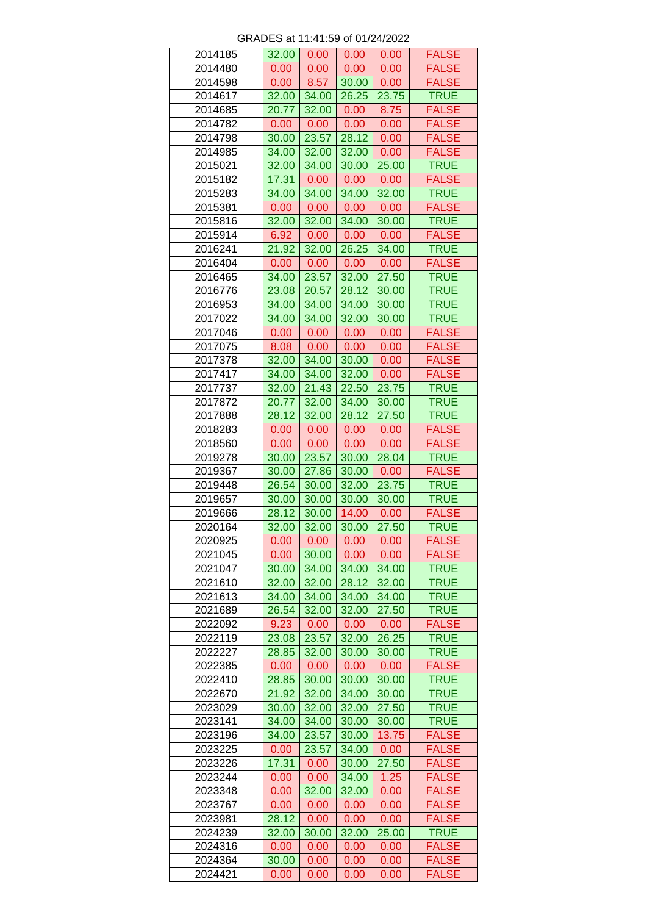GRADES at 11:41:59 of 01/24/2022

| | | | | | |
|---|---|---|---|---|---|
| 2014185 | 32.00 | 0.00 | 0.00 | 0.00 | FALSE |
| 2014480 | 0.00 | 0.00 | 0.00 | 0.00 | FALSE |
| 2014598 | 0.00 | 8.57 | 30.00 | 0.00 | FALSE |
| 2014617 | 32.00 | 34.00 | 26.25 | 23.75 | TRUE |
| 2014685 | 20.77 | 32.00 | 0.00 | 8.75 | FALSE |
| 2014782 | 0.00 | 0.00 | 0.00 | 0.00 | FALSE |
| 2014798 | 30.00 | 23.57 | 28.12 | 0.00 | FALSE |
| 2014985 | 34.00 | 32.00 | 32.00 | 0.00 | FALSE |
| 2015021 | 32.00 | 34.00 | 30.00 | 25.00 | TRUE |
| 2015182 | 17.31 | 0.00 | 0.00 | 0.00 | FALSE |
| 2015283 | 34.00 | 34.00 | 34.00 | 32.00 | TRUE |
| 2015381 | 0.00 | 0.00 | 0.00 | 0.00 | FALSE |
| 2015816 | 32.00 | 32.00 | 34.00 | 30.00 | TRUE |
| 2015914 | 6.92 | 0.00 | 0.00 | 0.00 | FALSE |
| 2016241 | 21.92 | 32.00 | 26.25 | 34.00 | TRUE |
| 2016404 | 0.00 | 0.00 | 0.00 | 0.00 | FALSE |
| 2016465 | 34.00 | 23.57 | 32.00 | 27.50 | TRUE |
| 2016776 | 23.08 | 20.57 | 28.12 | 30.00 | TRUE |
| 2016953 | 34.00 | 34.00 | 34.00 | 30.00 | TRUE |
| 2017022 | 34.00 | 34.00 | 32.00 | 30.00 | TRUE |
| 2017046 | 0.00 | 0.00 | 0.00 | 0.00 | FALSE |
| 2017075 | 8.08 | 0.00 | 0.00 | 0.00 | FALSE |
| 2017378 | 32.00 | 34.00 | 30.00 | 0.00 | FALSE |
| 2017417 | 34.00 | 34.00 | 32.00 | 0.00 | FALSE |
| 2017737 | 32.00 | 21.43 | 22.50 | 23.75 | TRUE |
| 2017872 | 20.77 | 32.00 | 34.00 | 30.00 | TRUE |
| 2017888 | 28.12 | 32.00 | 28.12 | 27.50 | TRUE |
| 2018283 | 0.00 | 0.00 | 0.00 | 0.00 | FALSE |
| 2018560 | 0.00 | 0.00 | 0.00 | 0.00 | FALSE |
| 2019278 | 30.00 | 23.57 | 30.00 | 28.04 | TRUE |
| 2019367 | 30.00 | 27.86 | 30.00 | 0.00 | FALSE |
| 2019448 | 26.54 | 30.00 | 32.00 | 23.75 | TRUE |
| 2019657 | 30.00 | 30.00 | 30.00 | 30.00 | TRUE |
| 2019666 | 28.12 | 30.00 | 14.00 | 0.00 | FALSE |
| 2020164 | 32.00 | 32.00 | 30.00 | 27.50 | TRUE |
| 2020925 | 0.00 | 0.00 | 0.00 | 0.00 | FALSE |
| 2021045 | 0.00 | 30.00 | 0.00 | 0.00 | FALSE |
| 2021047 | 30.00 | 34.00 | 34.00 | 34.00 | TRUE |
| 2021610 | 32.00 | 32.00 | 28.12 | 32.00 | TRUE |
| 2021613 | 34.00 | 34.00 | 34.00 | 34.00 | TRUE |
| 2021689 | 26.54 | 32.00 | 32.00 | 27.50 | TRUE |
| 2022092 | 9.23 | 0.00 | 0.00 | 0.00 | FALSE |
| 2022119 | 23.08 | 23.57 | 32.00 | 26.25 | TRUE |
| 2022227 | 28.85 | 32.00 | 30.00 | 30.00 | TRUE |
| 2022385 | 0.00 | 0.00 | 0.00 | 0.00 | FALSE |
| 2022410 | 28.85 | 30.00 | 30.00 | 30.00 | TRUE |
| 2022670 | 21.92 | 32.00 | 34.00 | 30.00 | TRUE |
| 2023029 | 30.00 | 32.00 | 32.00 | 27.50 | TRUE |
| 2023141 | 34.00 | 34.00 | 30.00 | 30.00 | TRUE |
| 2023196 | 34.00 | 23.57 | 30.00 | 13.75 | FALSE |
| 2023225 | 0.00 | 23.57 | 34.00 | 0.00 | FALSE |
| 2023226 | 17.31 | 0.00 | 30.00 | 27.50 | FALSE |
| 2023244 | 0.00 | 0.00 | 34.00 | 1.25 | FALSE |
| 2023348 | 0.00 | 32.00 | 32.00 | 0.00 | FALSE |
| 2023767 | 0.00 | 0.00 | 0.00 | 0.00 | FALSE |
| 2023981 | 28.12 | 0.00 | 0.00 | 0.00 | FALSE |
| 2024239 | 32.00 | 30.00 | 32.00 | 25.00 | TRUE |
| 2024316 | 0.00 | 0.00 | 0.00 | 0.00 | FALSE |
| 2024364 | 30.00 | 0.00 | 0.00 | 0.00 | FALSE |
| 2024421 | 0.00 | 0.00 | 0.00 | 0.00 | FALSE |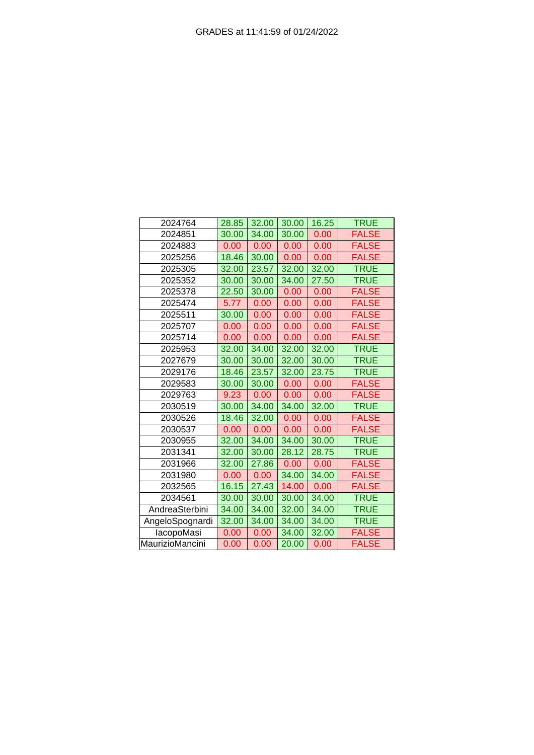GRADES at 11:41:59 of 01/24/2022

| | | | | | |
|---|---|---|---|---|---|
| 2024764 | 28.85 | 32.00 | 30.00 | 16.25 | TRUE |
| 2024851 | 30.00 | 34.00 | 30.00 | 0.00 | FALSE |
| 2024883 | 0.00 | 0.00 | 0.00 | 0.00 | FALSE |
| 2025256 | 18.46 | 30.00 | 0.00 | 0.00 | FALSE |
| 2025305 | 32.00 | 23.57 | 32.00 | 32.00 | TRUE |
| 2025352 | 30.00 | 30.00 | 34.00 | 27.50 | TRUE |
| 2025378 | 22.50 | 30.00 | 0.00 | 0.00 | FALSE |
| 2025474 | 5.77 | 0.00 | 0.00 | 0.00 | FALSE |
| 2025511 | 30.00 | 0.00 | 0.00 | 0.00 | FALSE |
| 2025707 | 0.00 | 0.00 | 0.00 | 0.00 | FALSE |
| 2025714 | 0.00 | 0.00 | 0.00 | 0.00 | FALSE |
| 2025953 | 32.00 | 34.00 | 32.00 | 32.00 | TRUE |
| 2027679 | 30.00 | 30.00 | 32.00 | 30.00 | TRUE |
| 2029176 | 18.46 | 23.57 | 32.00 | 23.75 | TRUE |
| 2029583 | 30.00 | 30.00 | 0.00 | 0.00 | FALSE |
| 2029763 | 9.23 | 0.00 | 0.00 | 0.00 | FALSE |
| 2030519 | 30.00 | 34.00 | 34.00 | 32.00 | TRUE |
| 2030526 | 18.46 | 32.00 | 0.00 | 0.00 | FALSE |
| 2030537 | 0.00 | 0.00 | 0.00 | 0.00 | FALSE |
| 2030955 | 32.00 | 34.00 | 34.00 | 30.00 | TRUE |
| 2031341 | 32.00 | 30.00 | 28.12 | 28.75 | TRUE |
| 2031966 | 32.00 | 27.86 | 0.00 | 0.00 | FALSE |
| 2031980 | 0.00 | 0.00 | 34.00 | 34.00 | FALSE |
| 2032565 | 16.15 | 27.43 | 14.00 | 0.00 | FALSE |
| 2034561 | 30.00 | 30.00 | 30.00 | 34.00 | TRUE |
| AndreaSterbini | 34.00 | 34.00 | 32.00 | 34.00 | TRUE |
| AngeloSpognardi | 32.00 | 34.00 | 34.00 | 34.00 | TRUE |
| IacopoMasi | 0.00 | 0.00 | 34.00 | 32.00 | FALSE |
| MaurizioMancini | 0.00 | 0.00 | 20.00 | 0.00 | FALSE |